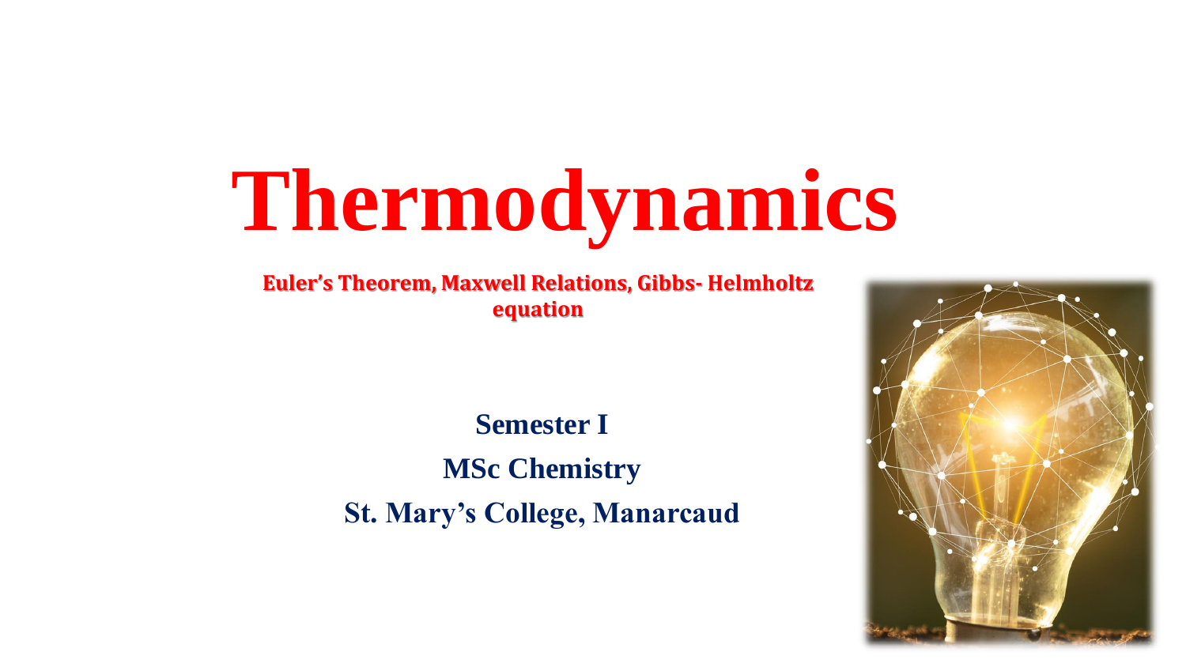# Thermodynamics

**Euler's Theorem, Maxwell Relations, Gibbs- Helmholtz equation**

**Semester I**

**MSc Chemistry**

**St. Mary's College, Manarcaud**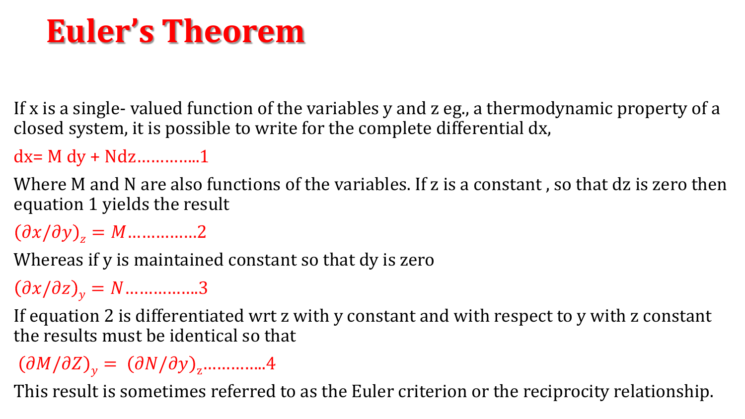# Euler's Theorem

If x is a single- valued function of the variables y and z eg., a thermodynamic property of a closed system, it is possible to write for the complete differential dx,

$dx = M\,dy + N\,dz$…………..1

Where M and N are also functions of the variables. If z is a constant , so that dz is zero then equation 1 yields the result

$(\partial x/\partial y)_z = M$……………2

Whereas if y is maintained constant so that dy is zero

$(\partial x/\partial z)_y = N$……………..3

If equation 2 is differentiated wrt z with y constant and with respect to y with z constant the results must be identical so that

$(\partial M/\partial Z)_y = (\partial N/\partial y)_z$…………..4

This result is sometimes referred to as the Euler criterion or the reciprocity relationship.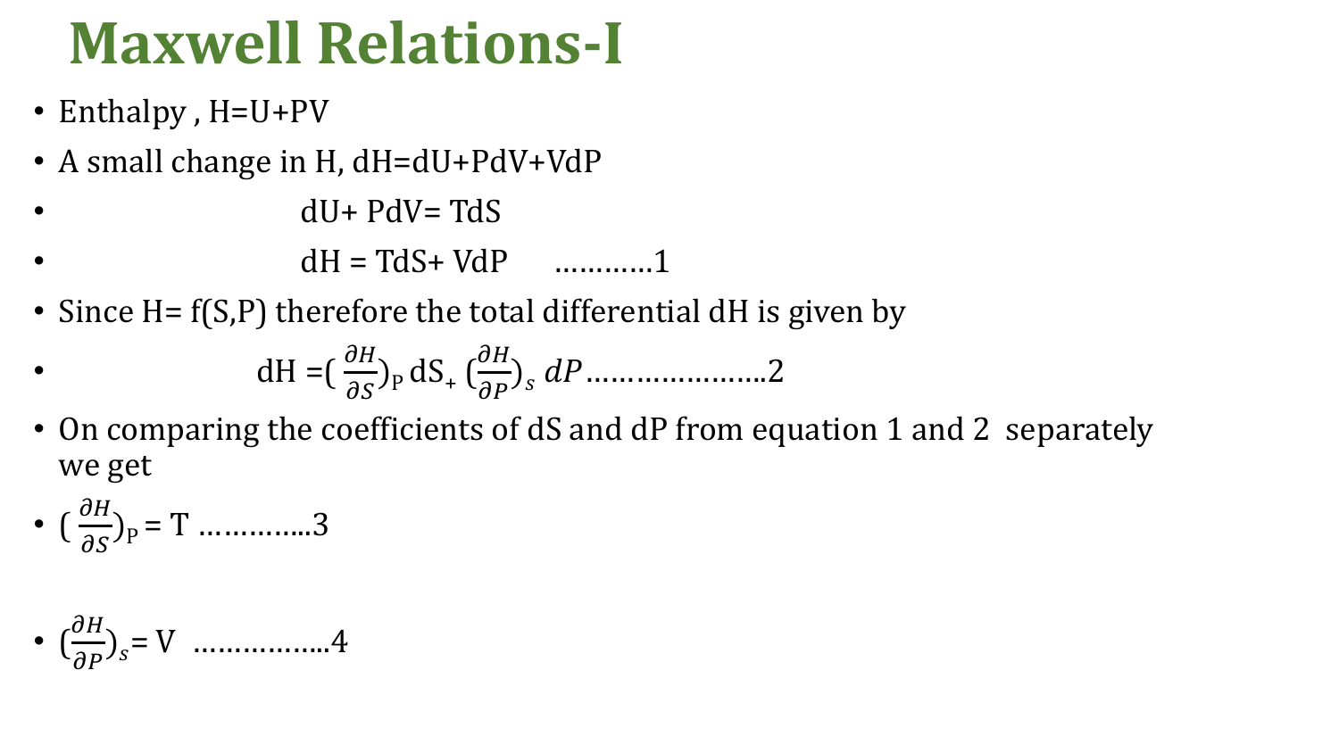# Maxwell Relations-I

- Enthalpy , H=U+PV
- A small change in H, dH=dU+PdV+VdP
- $dU + PdV = TdS$
- $dH = TdS + VdP$ …………1
- Since H= f(S,P) therefore the total differential dH is given by
- $dH = \left(\frac{\partial H}{\partial S}\right)_P dS + \left(\frac{\partial H}{\partial P}\right)_s dP$ …………………..2
- On comparing the coefficients of dS and dP from equation 1 and 2 separately we get
- $\left(\frac{\partial H}{\partial S}\right)_P = T$ …………..3
- $\left(\frac{\partial H}{\partial P}\right)_s = V$ ……………..4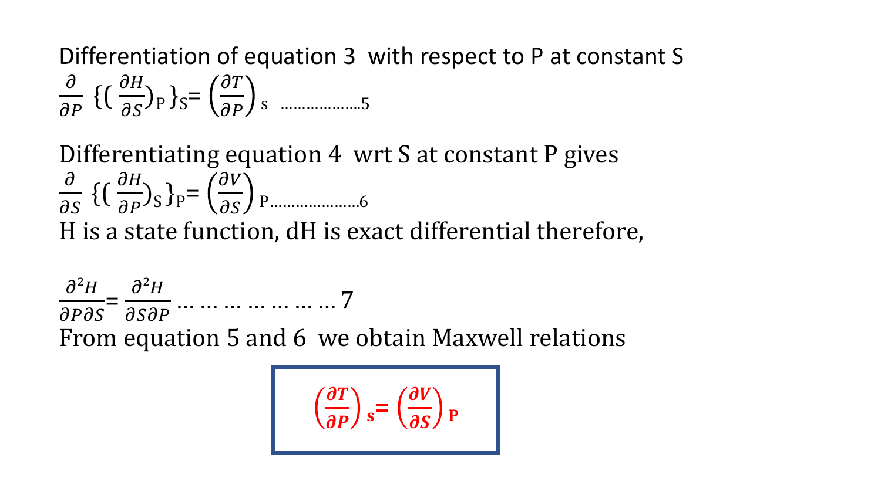Differentiation of equation 3 with respect to P at constant S

$$\frac{\partial}{\partial P}\left\{\left(\frac{\partial H}{\partial S}\right)_P\right\}_S = \left(\frac{\partial T}{\partial P}\right)_S \quad \ldots\ldots\ldots\ldots\ldots\ldots 5$$

Differentiating equation 4 wrt S at constant P gives

$$\frac{\partial}{\partial S}\left\{\left(\frac{\partial H}{\partial P}\right)_S\right\}_P = \left(\frac{\partial V}{\partial S}\right)_P \ldots\ldots\ldots\ldots\ldots\ldots 6$$

H is a state function, dH is exact differential therefore,

$$\frac{\partial^2 H}{\partial P \partial S} = \frac{\partial^2 H}{\partial S \partial P} \ldots\ldots\ldots\ldots\ldots\ldots\ldots 7$$

From equation 5 and 6 we obtain Maxwell relations

$$\left(\frac{\partial T}{\partial P}\right)_S = \left(\frac{\partial V}{\partial S}\right)_P$$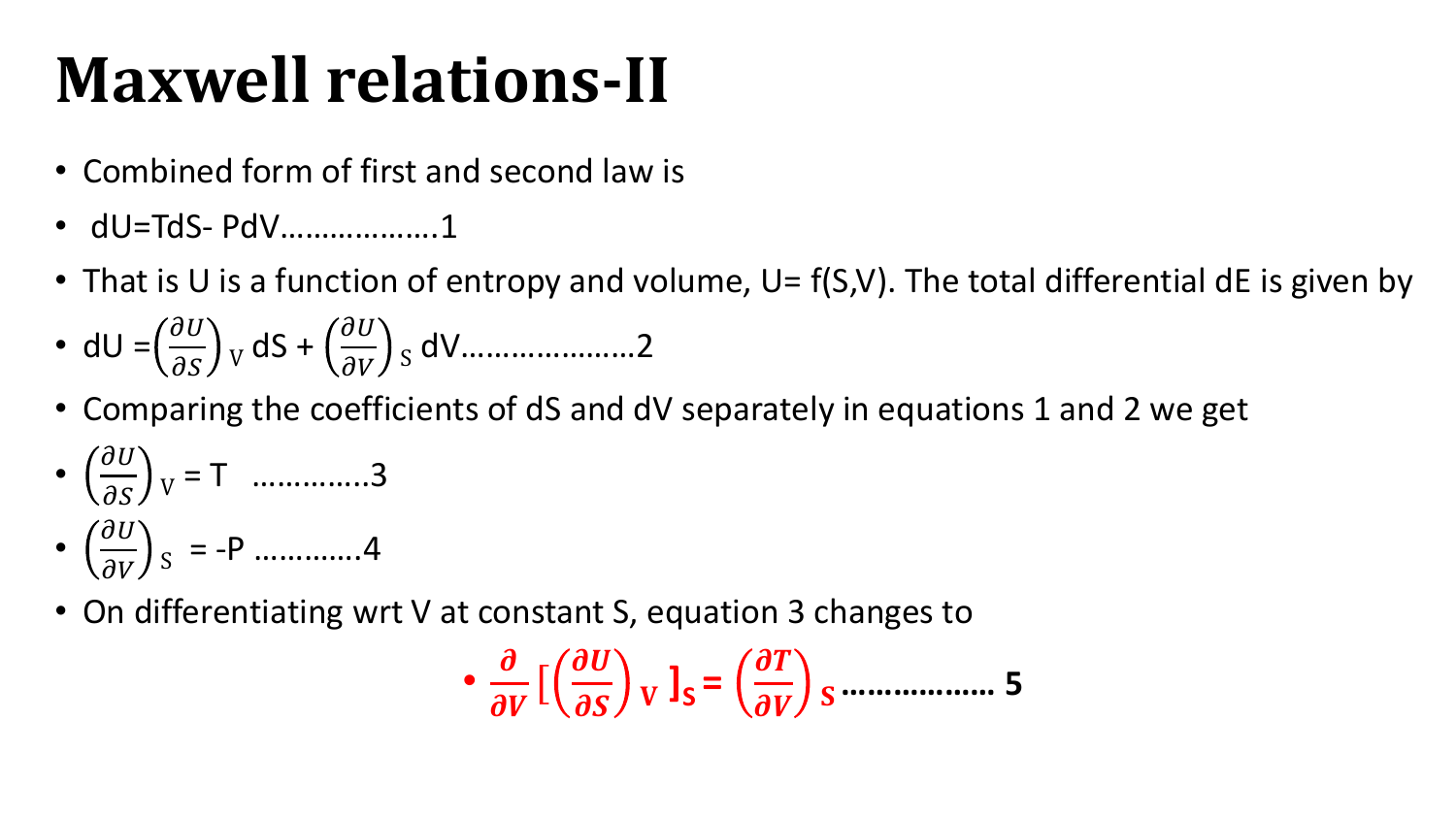# Maxwell relations-II

- Combined form of first and second law is
- dU=TdS- PdV……………….1
- That is U is a function of entropy and volume, U= f(S,V). The total differential dE is given by
- dU $=\left(\frac{\partial U}{\partial S}\right)_V$ dS + $\left(\frac{\partial U}{\partial V}\right)_S$ dV…………………2
- Comparing the coefficients of dS and dV separately in equations 1 and 2 we get
- $\left(\frac{\partial U}{\partial S}\right)_V = T$ ………….3
- $\left(\frac{\partial U}{\partial V}\right)_S = -P$ ………….4
- On differentiating wrt V at constant S, equation 3 changes to

  - $\frac{\partial}{\partial V}\left[\left(\frac{\partial U}{\partial S}\right)_V\right]_S = \left(\frac{\partial T}{\partial V}\right)_S$ ……………… **5**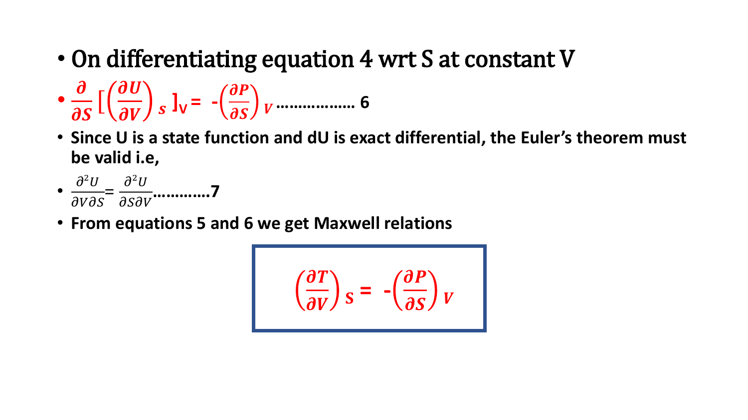- On differentiating equation 4 wrt S at constant V
- $\frac{\partial}{\partial S}\left[\left(\frac{\partial U}{\partial V}\right)_S\right]_V = -\left(\frac{\partial P}{\partial S}\right)_V$ ……………… 6
- **Since U is a state function and dU is exact differential, the Euler's theorem must be valid i.e,**
- $\frac{\partial^2 U}{\partial V \partial S} = \frac{\partial^2 U}{\partial S \partial V}$…………7
- **From equations 5 and 6 we get Maxwell relations**

$$\left(\frac{\partial T}{\partial V}\right)_S = -\left(\frac{\partial P}{\partial S}\right)_V$$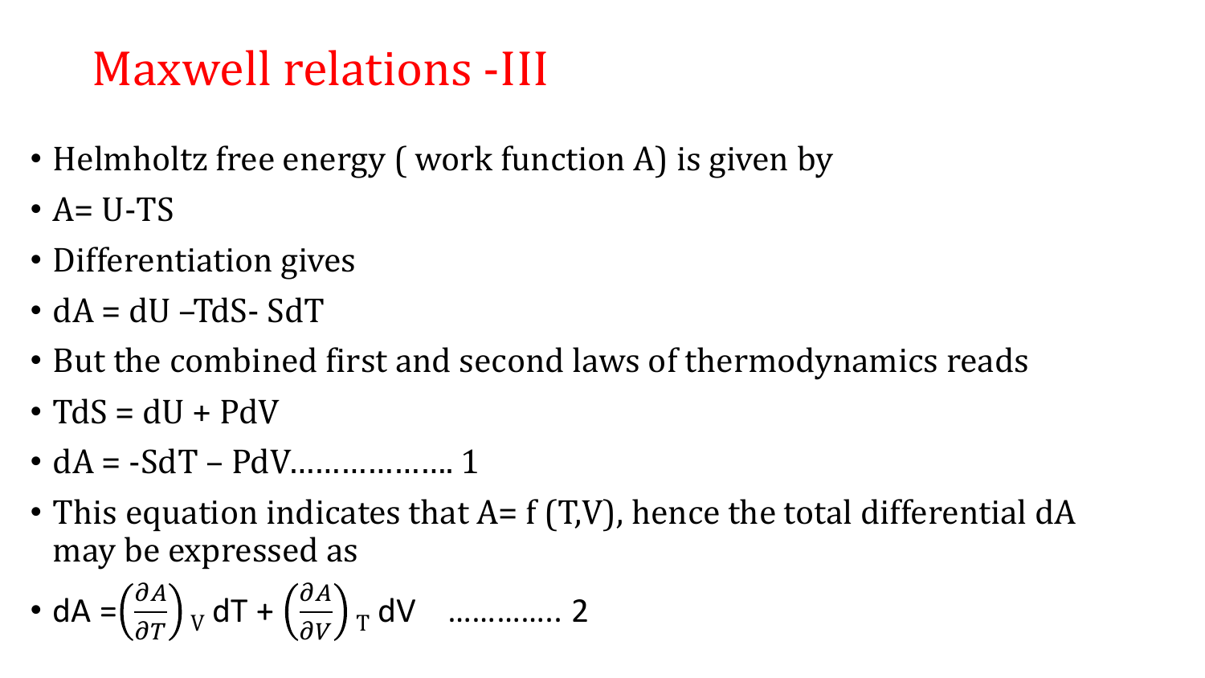# Maxwell relations -III

- Helmholtz free energy ( work function A) is given by
- $A = U - TS$
- Differentiation gives
- $dA = dU - TdS - SdT$
- But the combined first and second laws of thermodynamics reads
- $TdS = dU + PdV$
- $dA = -SdT - PdV$………………. 1
- This equation indicates that $A = f(T,V)$, hence the total differential dA may be expressed as
- $dA = \left(\frac{\partial A}{\partial T}\right)_V dT + \left(\frac{\partial A}{\partial V}\right)_T dV$ …………. 2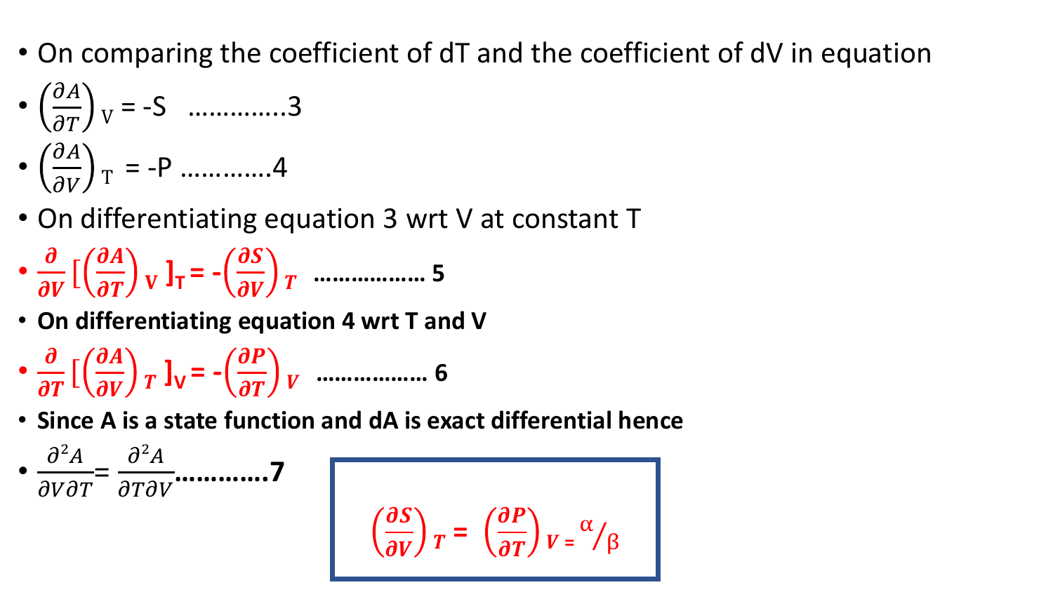- On comparing the coefficient of dT and the coefficient of dV in equation
- $\left(\frac{\partial A}{\partial T}\right)_V = -S$ .............3
- $\left(\frac{\partial A}{\partial V}\right)_T = -P$ ............4
- On differentiating equation 3 wrt V at constant T
- $\frac{\partial}{\partial V}\left[\left(\frac{\partial A}{\partial T}\right)_V\right]_T = -\left(\frac{\partial S}{\partial V}\right)_T$ ................. 5
- **On differentiating equation 4 wrt T and V**
- $\frac{\partial}{\partial T}\left[\left(\frac{\partial A}{\partial V}\right)_T\right]_V = -\left(\frac{\partial P}{\partial T}\right)_V$ ................. 6
- **Since A is a state function and dA is exact differential hence**
- $\frac{\partial^2 A}{\partial V \partial T} = \frac{\partial^2 A}{\partial T \partial V}$............7

$$\left(\frac{\partial S}{\partial V}\right)_T = \left(\frac{\partial P}{\partial T}\right)_V = \alpha/\beta$$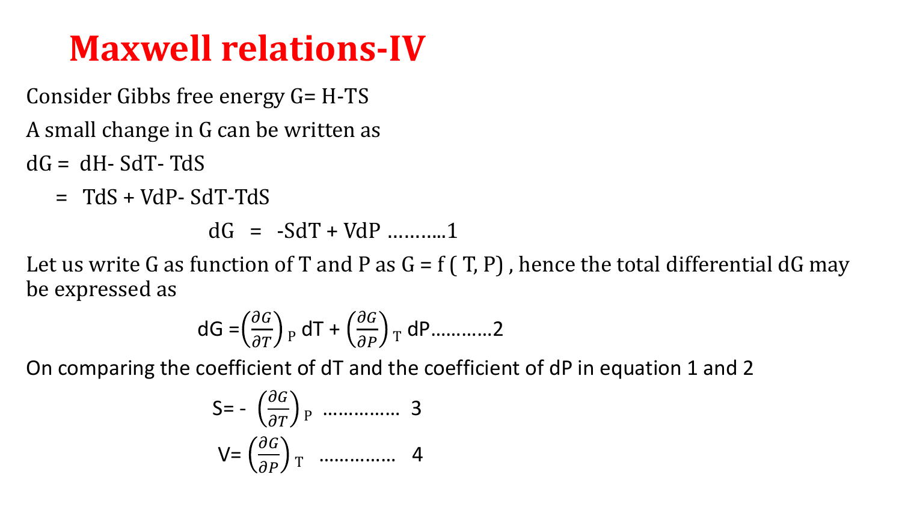# Maxwell relations-IV

Consider Gibbs free energy $G = H - TS$

A small change in G can be written as

$dG = dH - SdT - TdS$

$\quad = TdS + VdP - SdT - TdS$

$$dG = -SdT + VdP \quad \text{..........1}$$

Let us write G as function of T and P as $G = f(T, P)$ , hence the total differential dG may be expressed as

$$dG = \left(\frac{\partial G}{\partial T}\right)_P dT + \left(\frac{\partial G}{\partial P}\right)_T dP \quad \text{...........2}$$

On comparing the coefficient of dT and the coefficient of dP in equation 1 and 2

$$S = -\left(\frac{\partial G}{\partial T}\right)_P \quad \text{..............} \quad 3$$

$$V = \left(\frac{\partial G}{\partial P}\right)_T \quad \text{..............} \quad 4$$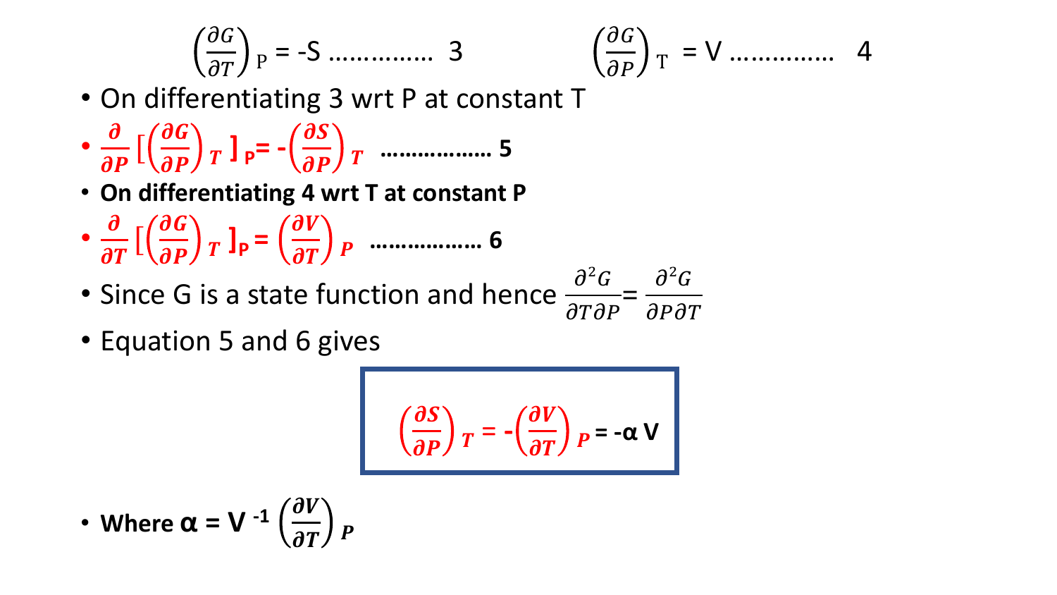$$\left(\frac{\partial G}{\partial T}\right)_P = -S \text{ ............... } 3 \qquad\qquad \left(\frac{\partial G}{\partial P}\right)_T = V \text{ ............... } 4$$

- On differentiating 3 wrt P at constant T
- $\frac{\partial}{\partial P}\left[\left(\frac{\partial G}{\partial P}\right)_T\right]_P = -\left(\frac{\partial S}{\partial P}\right)_T$ ................. 5
- **On differentiating 4 wrt T at constant P**
- $\frac{\partial}{\partial T}\left[\left(\frac{\partial G}{\partial P}\right)_T\right]_P = \left(\frac{\partial V}{\partial T}\right)_P$ ................. 6
- Since G is a state function and hence $\frac{\partial^2 G}{\partial T \partial P} = \frac{\partial^2 G}{\partial P \partial T}$
- Equation 5 and 6 gives

$$\left(\frac{\partial S}{\partial P}\right)_T = -\left(\frac{\partial V}{\partial T}\right)_P = -\alpha V$$

- **Where $\alpha = V^{-1}\left(\frac{\partial V}{\partial T}\right)_P$**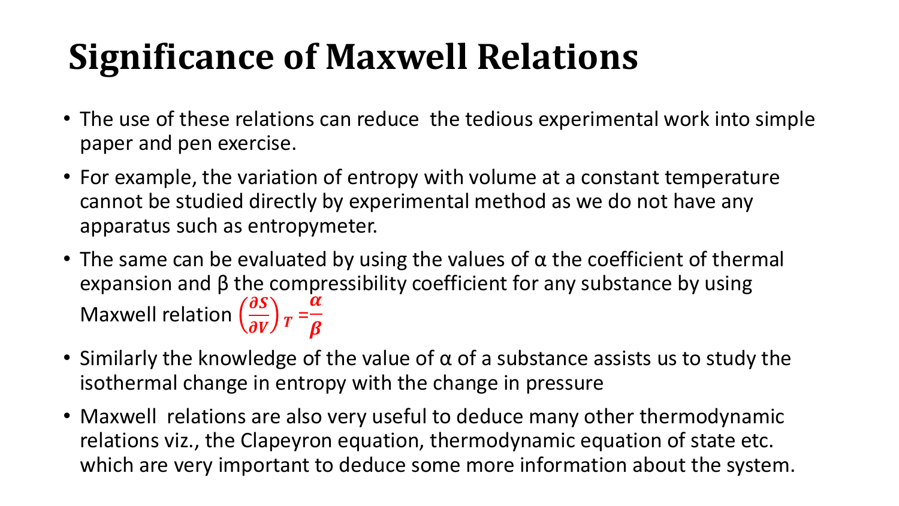# Significance of Maxwell Relations

- The use of these relations can reduce the tedious experimental work into simple paper and pen exercise.
- For example, the variation of entropy with volume at a constant temperature cannot be studied directly by experimental method as we do not have any apparatus such as entropymeter.
- The same can be evaluated by using the values of α the coefficient of thermal expansion and β the compressibility coefficient for any substance by using Maxwell relation $\left(\frac{\partial S}{\partial V}\right)_T = \frac{\alpha}{\beta}$
- Similarly the knowledge of the value of α of a substance assists us to study the isothermal change in entropy with the change in pressure
- Maxwell relations are also very useful to deduce many other thermodynamic relations viz., the Clapeyron equation, thermodynamic equation of state etc. which are very important to deduce some more information about the system.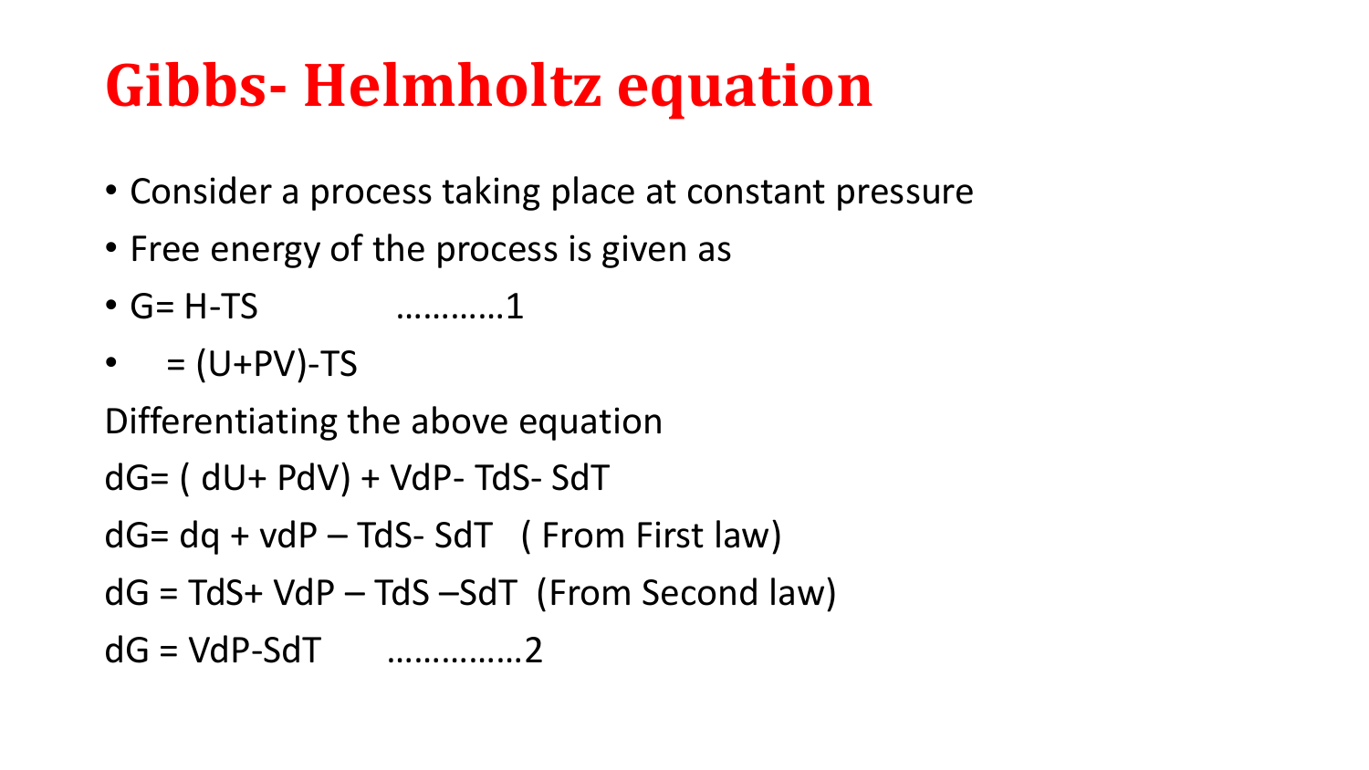# Gibbs- Helmholtz equation

- Consider a process taking place at constant pressure
- Free energy of the process is given as
- $G = H - TS$ …………1
- $= (U + PV) - TS$

Differentiating the above equation

$dG = (dU + PdV) + VdP - TdS - SdT$

$dG = dq + vdP - TdS - SdT$ ( From First law)

$dG = TdS + VdP - TdS - SdT$ (From Second law)

$dG = VdP - SdT$ ……………2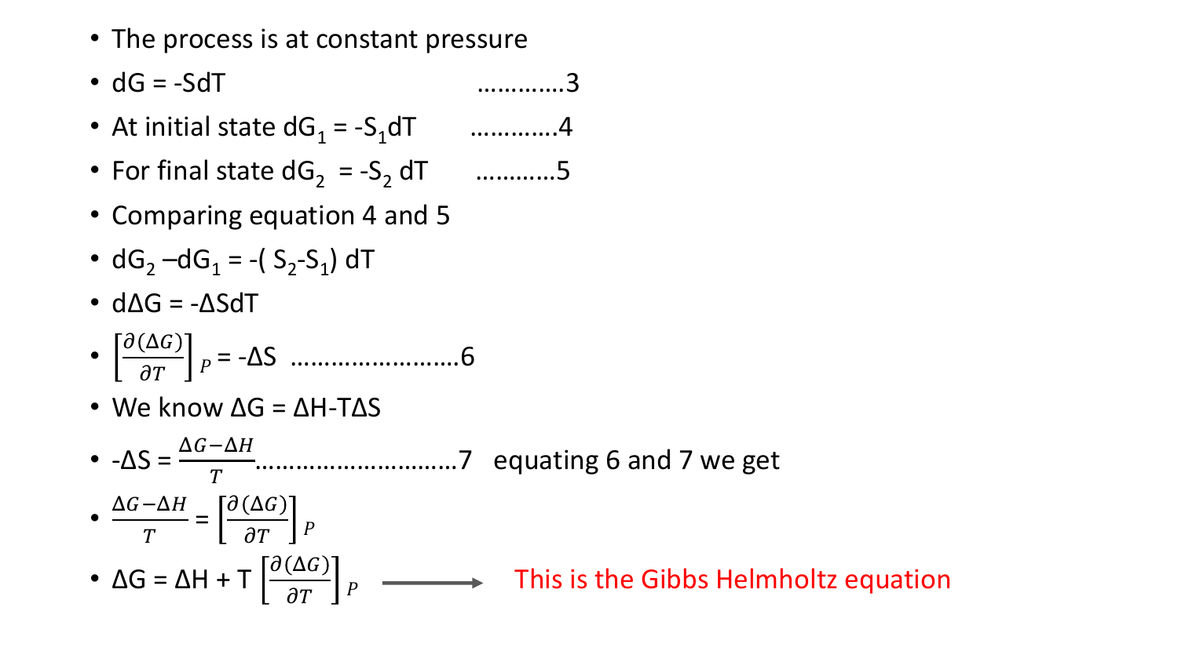- The process is at constant pressure
- $dG = -SdT$ ............3
- At initial state $dG_1 = -S_1dT$ ............4
- For final state $dG_2 = -S_2\, dT$ ...........5
- Comparing equation 4 and 5
- $dG_2 - dG_1 = -(S_2 - S_1)\, dT$
- $d\Delta G = -\Delta S dT$
- $\left[\frac{\partial(\Delta G)}{\partial T}\right]_P = -\Delta S$ ........................6
- We know $\Delta G = \Delta H - T\Delta S$
- $-\Delta S = \frac{\Delta G - \Delta H}{T}$ ............................7 equating 6 and 7 we get
- $\frac{\Delta G - \Delta H}{T} = \left[\frac{\partial(\Delta G)}{\partial T}\right]_P$
- $\Delta G = \Delta H + T\left[\frac{\partial(\Delta G)}{\partial T}\right]_P$ ⟶ This is the Gibbs Helmholtz equation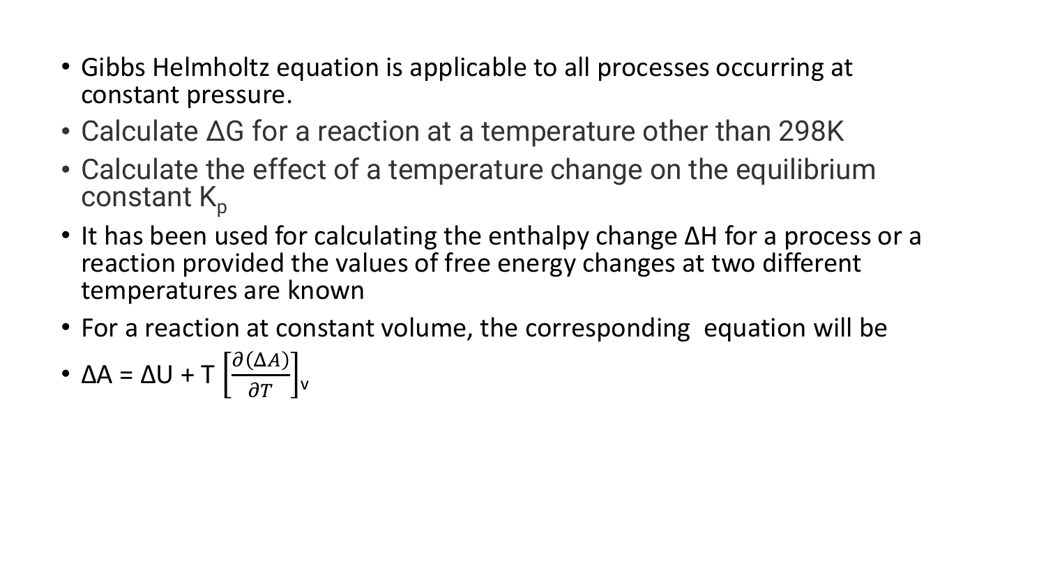- Gibbs Helmholtz equation is applicable to all processes occurring at constant pressure.
- Calculate ΔG for a reaction at a temperature other than 298K
- Calculate the effect of a temperature change on the equilibrium constant $K_p$
- It has been used for calculating the enthalpy change ΔH for a process or a reaction provided the values of free energy changes at two different temperatures are known
- For a reaction at constant volume, the corresponding equation will be
- $\Delta A = \Delta U + T \left[\frac{\partial(\Delta A)}{\partial T}\right]_V$